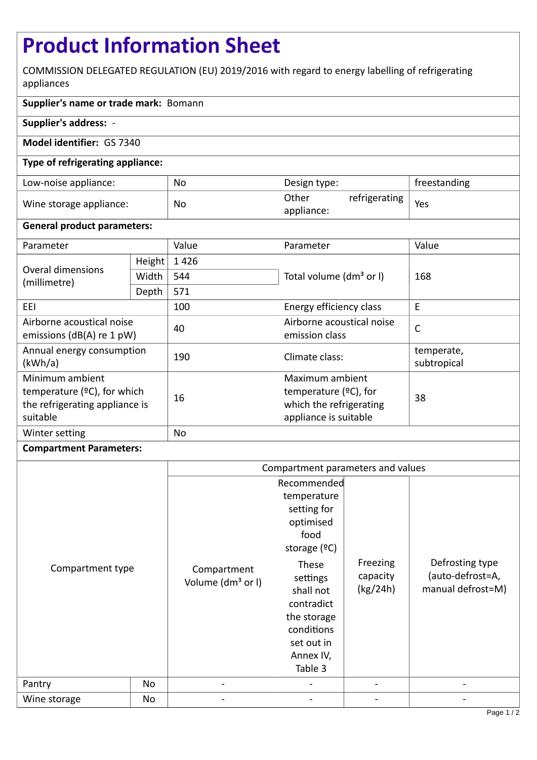# Product Information Sheet

COMMISSION DELEGATED REGULATION (EU) 2019/2016 with regard to energy labelling of refrigerating appliances

**Supplier's name or trade mark:** Bomann

**Supplier's address:** -

**Model identifier:** GS 7340

**Type of refrigerating appliance:**

| | | | |
|---|---|---|---|
| Low-noise appliance: | No | Design type: | freestanding |
| Wine storage appliance: | No | Other refrigerating appliance: | Yes |

**General product parameters:**

| Parameter | | Value | Parameter | Value |
|---|---|---|---|---|
| Overal dimensions (millimetre) | Height | 1 426 | Total volume (dm³ or l) | 168 |
| | Width | 544 | | |
| | Depth | 571 | | |
| EEI | | 100 | Energy efficiency class | E |
| Airborne acoustical noise emissions (dB(A) re 1 pW) | | 40 | Airborne acoustical noise emission class | C |
| Annual energy consumption (kWh/a) | | 190 | Climate class: | temperate, subtropical |
| Minimum ambient temperature (ºC), for which the refrigerating appliance is suitable | | 16 | Maximum ambient temperature (ºC), for which the refrigerating appliance is suitable | 38 |
| Winter setting | | No | | |

**Compartment Parameters:**

| Compartment type | | Compartment parameters and values | | | |
|---|---|---|---|---|---|
| | | Compartment Volume (dm³ or l) | Recommended temperature setting for optimised food storage (ºC) These settings shall not contradict the storage conditions set out in Annex IV, Table 3 | Freezing capacity (kg/24h) | Defrosting type (auto-defrost=A, manual defrost=M) |
| Pantry | No | - | - | - | - |
| Wine storage | No | - | - | - | - |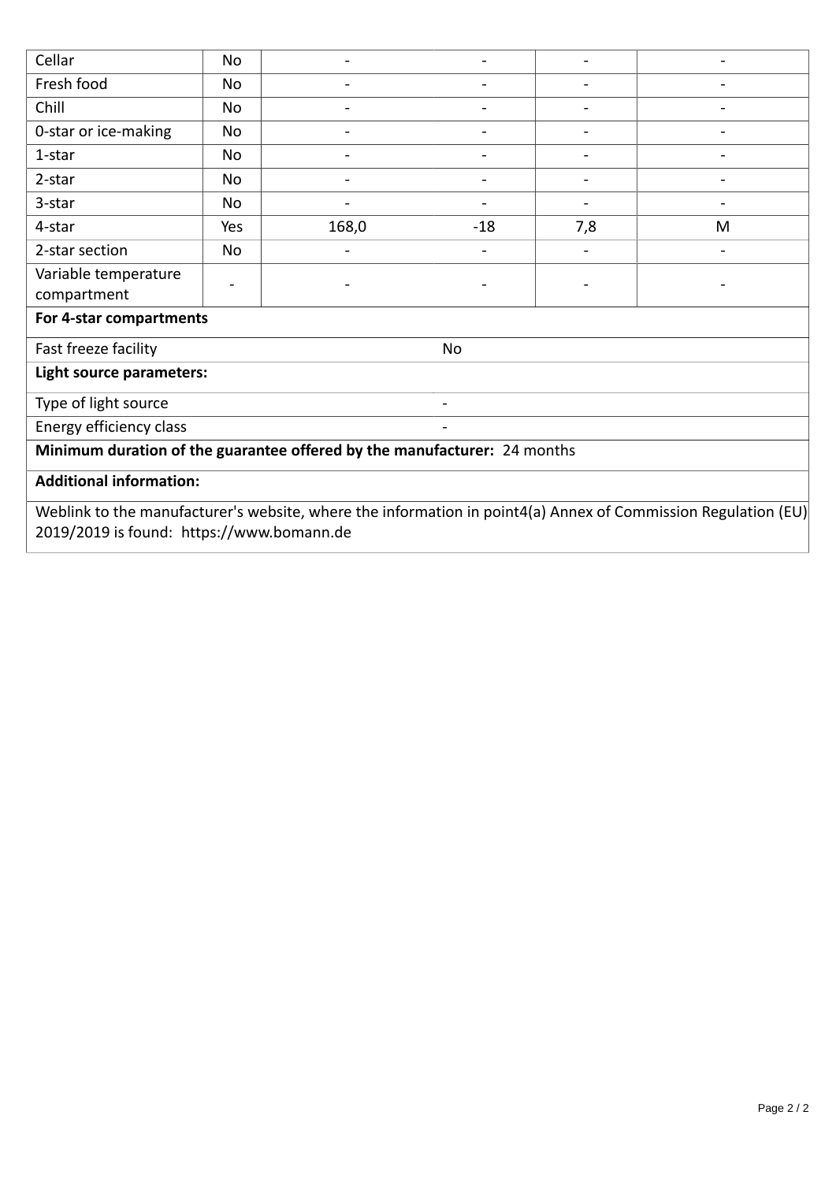| | | | | | |
|---|---|---|---|---|---|
| Cellar | No | - | - | - | - |
| Fresh food | No | - | - | - | - |
| Chill | No | - | - | - | - |
| 0-star or ice-making | No | - | - | - | - |
| 1-star | No | - | - | - | - |
| 2-star | No | - | - | - | - |
| 3-star | No | - | - | - | - |
| 4-star | Yes | 168,0 | -18 | 7,8 | M |
| 2-star section | No | - | - | - | - |
| Variable temperature compartment | - | - | - | - | - |

**For 4-star compartments**

| | |
|---|---|
| Fast freeze facility | No |

**Light source parameters:**

| | |
|---|---|
| Type of light source | - |
| Energy efficiency class | - |

**Minimum duration of the guarantee offered by the manufacturer:** 24 months

**Additional information:**

Weblink to the manufacturer's website, where the information in point4(a) Annex of Commission Regulation (EU) 2019/2019 is found: https://www.bomann.de